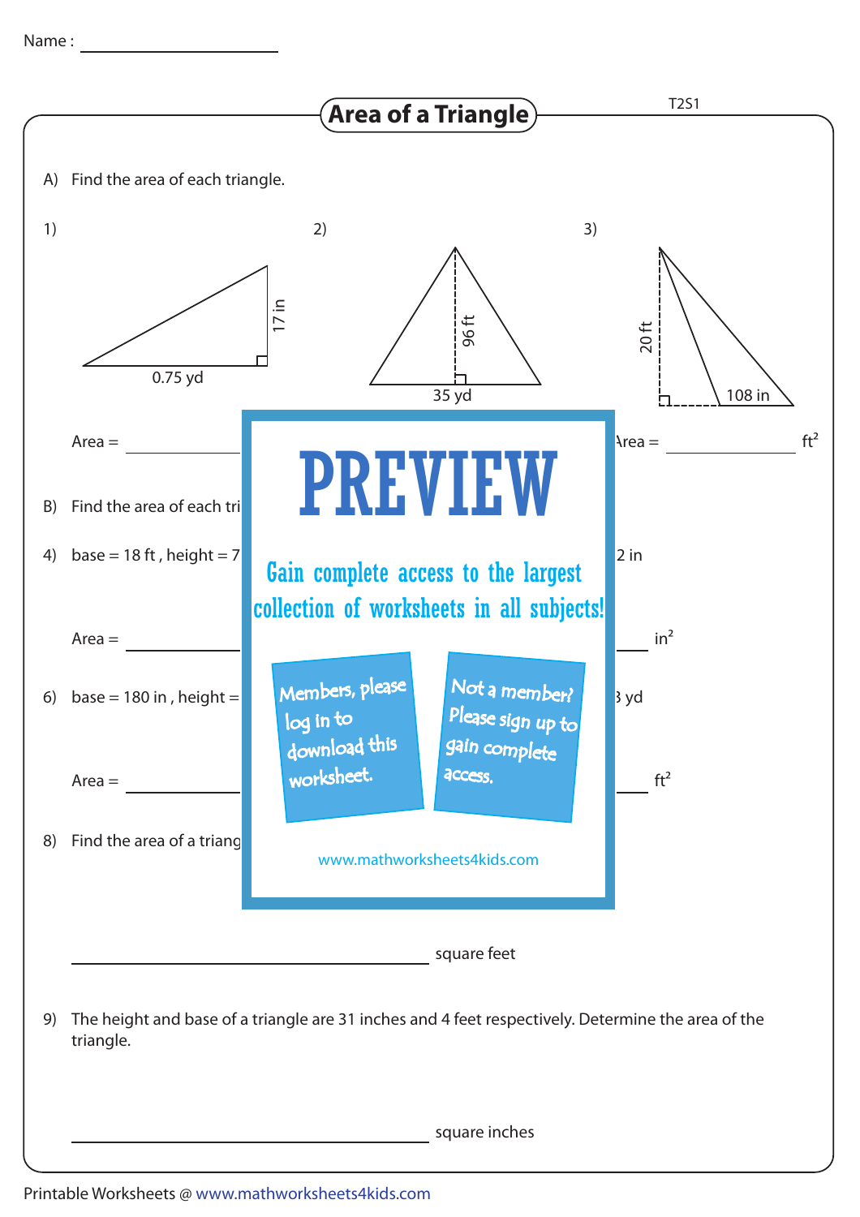Name : ____________________

# Area of a Triangle

T2S1

A) Find the area of each triangle.

1) 17 in, 0.75 yd

2) 96 ft, 35 yd

3) 20 ft, 108 in

Area = ______________

Area = ______________ $ft^2$

B) Find the area of each tri

4) base = 18 ft , height = 7

2 in

Area = ______________

______________ $in^2$

6) base = 180 in , height =

3 yd

Area = ______________

______________ $ft^2$

8) Find the area of a triang

______________________________ square feet

9) The height and base of a triangle are 31 inches and 4 feet respectively. Determine the area of the triangle.

______________________________ square inches

PREVIEW

Gain complete access to the largest collection of worksheets in all subjects!

Members, please log in to download this worksheet.

Not a member? Please sign up to gain complete access.

www.mathworksheets4kids.com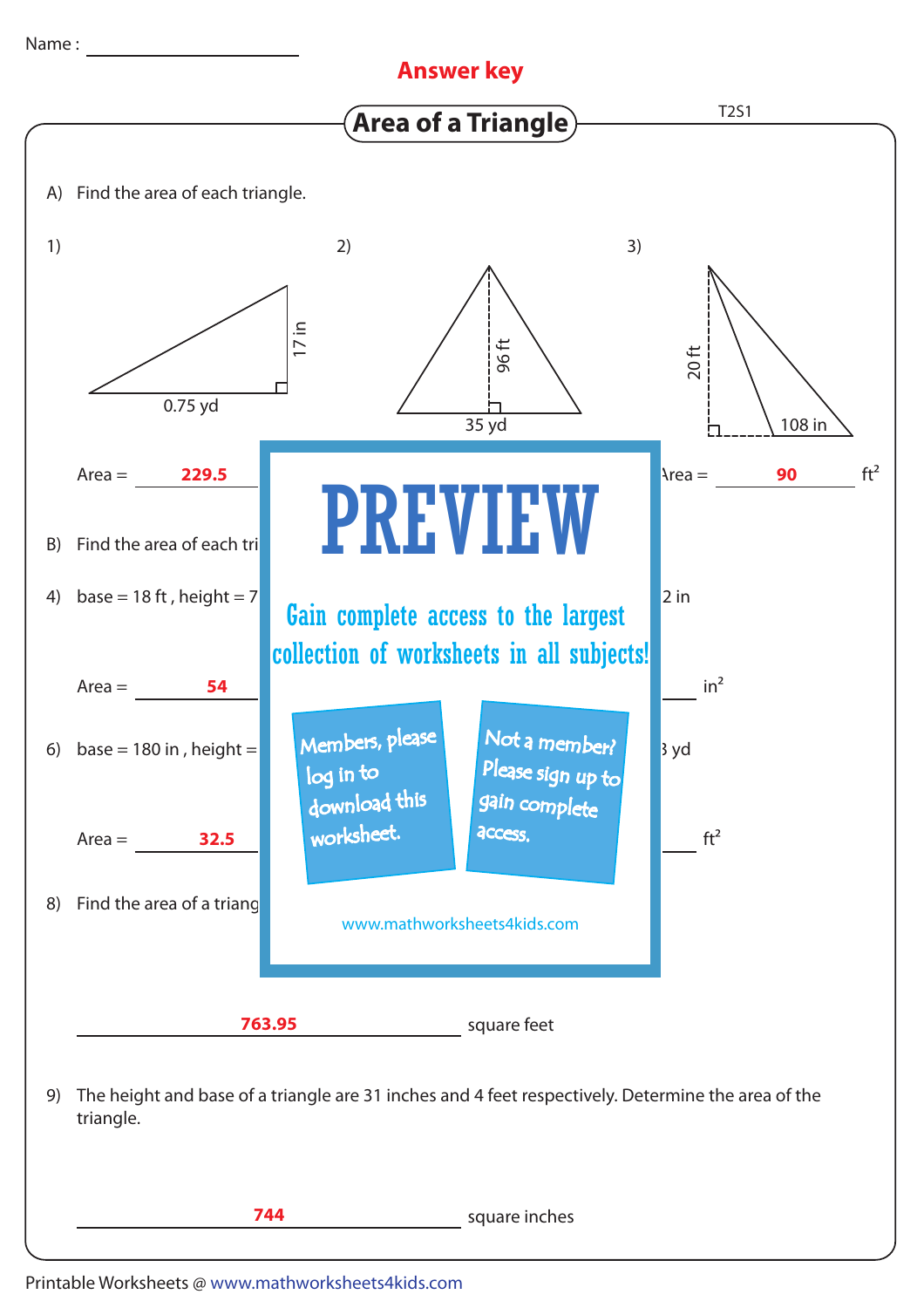Name :

**Answer key**

# Area of a Triangle

T2S1

A) Find the area of each triangle.

1)

17 in

0.75 yd

2)

96 ft

35 yd

3)

20 ft

108 in

Area = **229.5**

rea = **90** ft$^2$

PREVIEW

Gain complete access to the largest collection of worksheets in all subjects!

Members, please log in to download this worksheet.

Not a member? Please sign up to gain complete access.

www.mathworksheets4kids.com

B) Find the area of each tri

4) base = 18 ft , height = 7

2 in

Area = **54**

in$^2$

6) base = 180 in , height =

3 yd

Area = **32.5**

ft$^2$

8) Find the area of a triang

**763.95** square feet

9) The height and base of a triangle are 31 inches and 4 feet respectively. Determine the area of the triangle.

**744** square inches